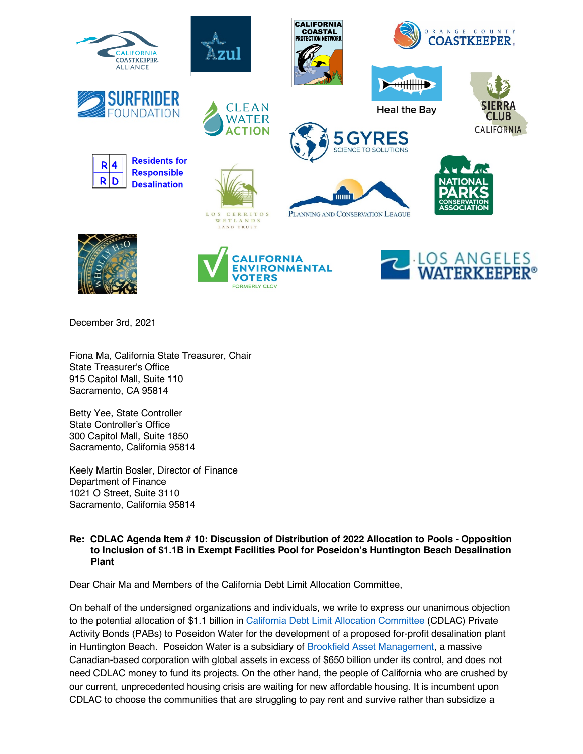December 3rd, 2021

Fiona Ma, California State Treasurer, Chair
State Treasurer's Office
915 Capitol Mall, Suite 110
Sacramento, CA 95814

Betty Yee, State Controller
State Controller's Office
300 Capitol Mall, Suite 1850
Sacramento, California 95814

Keely Martin Bosler, Director of Finance
Department of Finance
1021 O Street, Suite 3110
Sacramento, California 95814

**Re: CDLAC Agenda Item # 10: Discussion of Distribution of 2022 Allocation to Pools - Opposition to Inclusion of $1.1B in Exempt Facilities Pool for Poseidon's Huntington Beach Desalination Plant**

Dear Chair Ma and Members of the California Debt Limit Allocation Committee,

On behalf of the undersigned organizations and individuals, we write to express our unanimous objection to the potential allocation of $1.1 billion in California Debt Limit Allocation Committee (CDLAC) Private Activity Bonds (PABs) to Poseidon Water for the development of a proposed for-profit desalination plant in Huntington Beach. Poseidon Water is a subsidiary of Brookfield Asset Management, a massive Canadian-based corporation with global assets in excess of $650 billion under its control, and does not need CDLAC money to fund its projects. On the other hand, the people of California who are crushed by our current, unprecedented housing crisis are waiting for new affordable housing. It is incumbent upon CDLAC to choose the communities that are struggling to pay rent and survive rather than subsidize a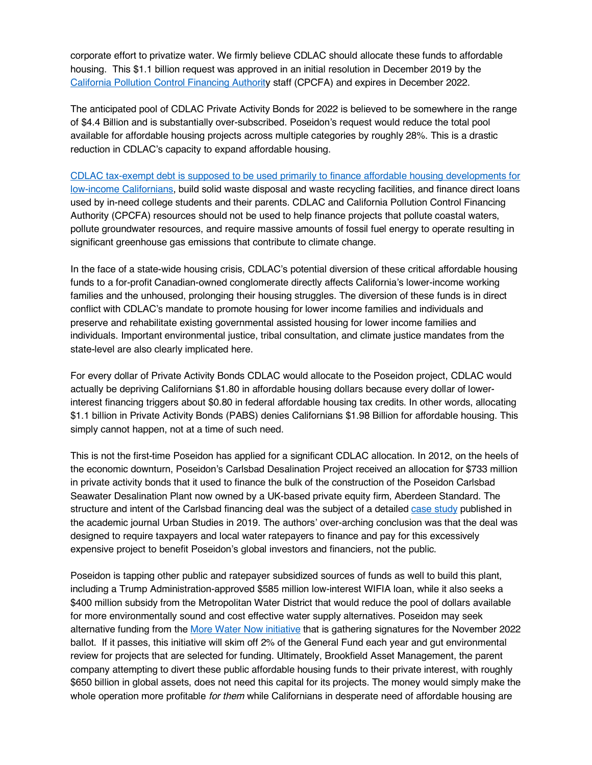corporate effort to privatize water. We firmly believe CDLAC should allocate these funds to affordable housing. This $1.1 billion request was approved in an initial resolution in December 2019 by the California Pollution Control Financing Authority staff (CPCFA) and expires in December 2022.

The anticipated pool of CDLAC Private Activity Bonds for 2022 is believed to be somewhere in the range of $4.4 Billion and is substantially over-subscribed. Poseidon's request would reduce the total pool available for affordable housing projects across multiple categories by roughly 28%. This is a drastic reduction in CDLAC's capacity to expand affordable housing.

CDLAC tax-exempt debt is supposed to be used primarily to finance affordable housing developments for low-income Californians, build solid waste disposal and waste recycling facilities, and finance direct loans used by in-need college students and their parents. CDLAC and California Pollution Control Financing Authority (CPCFA) resources should not be used to help finance projects that pollute coastal waters, pollute groundwater resources, and require massive amounts of fossil fuel energy to operate resulting in significant greenhouse gas emissions that contribute to climate change.

In the face of a state-wide housing crisis, CDLAC's potential diversion of these critical affordable housing funds to a for-profit Canadian-owned conglomerate directly affects California's lower-income working families and the unhoused, prolonging their housing struggles. The diversion of these funds is in direct conflict with CDLAC's mandate to promote housing for lower income families and individuals and preserve and rehabilitate existing governmental assisted housing for lower income families and individuals. Important environmental justice, tribal consultation, and climate justice mandates from the state-level are also clearly implicated here.

For every dollar of Private Activity Bonds CDLAC would allocate to the Poseidon project, CDLAC would actually be depriving Californians $1.80 in affordable housing dollars because every dollar of lower-interest financing triggers about $0.80 in federal affordable housing tax credits. In other words, allocating $1.1 billion in Private Activity Bonds (PABS) denies Californians $1.98 Billion for affordable housing. This simply cannot happen, not at a time of such need.

This is not the first-time Poseidon has applied for a significant CDLAC allocation. In 2012, on the heels of the economic downturn, Poseidon's Carlsbad Desalination Project received an allocation for $733 million in private activity bonds that it used to finance the bulk of the construction of the Poseidon Carlsbad Seawater Desalination Plant now owned by a UK-based private equity firm, Aberdeen Standard. The structure and intent of the Carlsbad financing deal was the subject of a detailed case study published in the academic journal Urban Studies in 2019. The authors' over-arching conclusion was that the deal was designed to require taxpayers and local water ratepayers to finance and pay for this excessively expensive project to benefit Poseidon's global investors and financiers, not the public.

Poseidon is tapping other public and ratepayer subsidized sources of funds as well to build this plant, including a Trump Administration-approved $585 million low-interest WIFIA loan, while it also seeks a $400 million subsidy from the Metropolitan Water District that would reduce the pool of dollars available for more environmentally sound and cost effective water supply alternatives. Poseidon may seek alternative funding from the More Water Now initiative that is gathering signatures for the November 2022 ballot. If it passes, this initiative will skim off 2% of the General Fund each year and gut environmental review for projects that are selected for funding. Ultimately, Brookfield Asset Management, the parent company attempting to divert these public affordable housing funds to their private interest, with roughly $650 billion in global assets, does not need this capital for its projects. The money would simply make the whole operation more profitable *for them* while Californians in desperate need of affordable housing are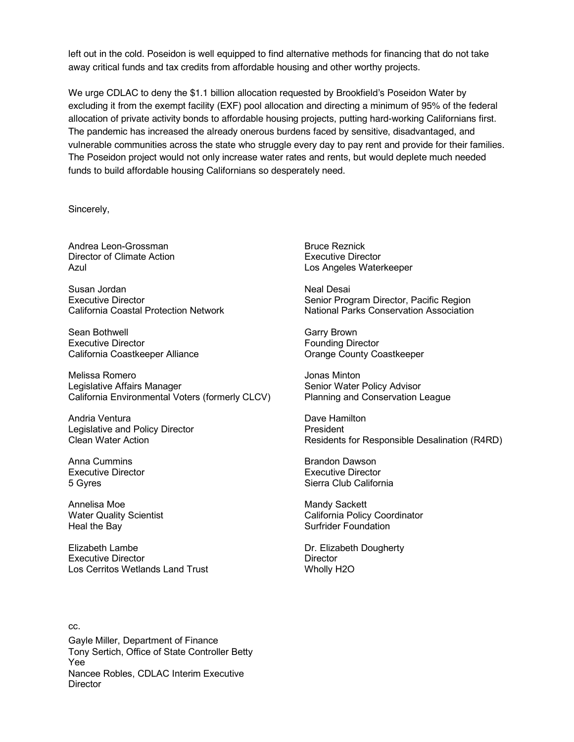left out in the cold. Poseidon is well equipped to find alternative methods for financing that do not take away critical funds and tax credits from affordable housing and other worthy projects.

We urge CDLAC to deny the $1.1 billion allocation requested by Brookfield's Poseidon Water by excluding it from the exempt facility (EXF) pool allocation and directing a minimum of 95% of the federal allocation of private activity bonds to affordable housing projects, putting hard-working Californians first. The pandemic has increased the already onerous burdens faced by sensitive, disadvantaged, and vulnerable communities across the state who struggle every day to pay rent and provide for their families. The Poseidon project would not only increase water rates and rents, but would deplete much needed funds to build affordable housing Californians so desperately need.

Sincerely,

Andrea Leon-Grossman
Director of Climate Action
Azul

Susan Jordan
Executive Director
California Coastal Protection Network

Sean Bothwell
Executive Director
California Coastkeeper Alliance

Melissa Romero
Legislative Affairs Manager
California Environmental Voters (formerly CLCV)

Andria Ventura
Legislative and Policy Director
Clean Water Action

Anna Cummins
Executive Director
5 Gyres

Annelisa Moe
Water Quality Scientist
Heal the Bay

Elizabeth Lambe
Executive Director
Los Cerritos Wetlands Land Trust

Bruce Reznick
Executive Director
Los Angeles Waterkeeper

Neal Desai
Senior Program Director, Pacific Region
National Parks Conservation Association

Garry Brown
Founding Director
Orange County Coastkeeper

Jonas Minton
Senior Water Policy Advisor
Planning and Conservation League

Dave Hamilton
President
Residents for Responsible Desalination (R4RD)

Brandon Dawson
Executive Director
Sierra Club California

Mandy Sackett
California Policy Coordinator
Surfrider Foundation

Dr. Elizabeth Dougherty
Director
Wholly H2O

cc.
Gayle Miller, Department of Finance
Tony Sertich, Office of State Controller Betty Yee
Nancee Robles, CDLAC Interim Executive Director